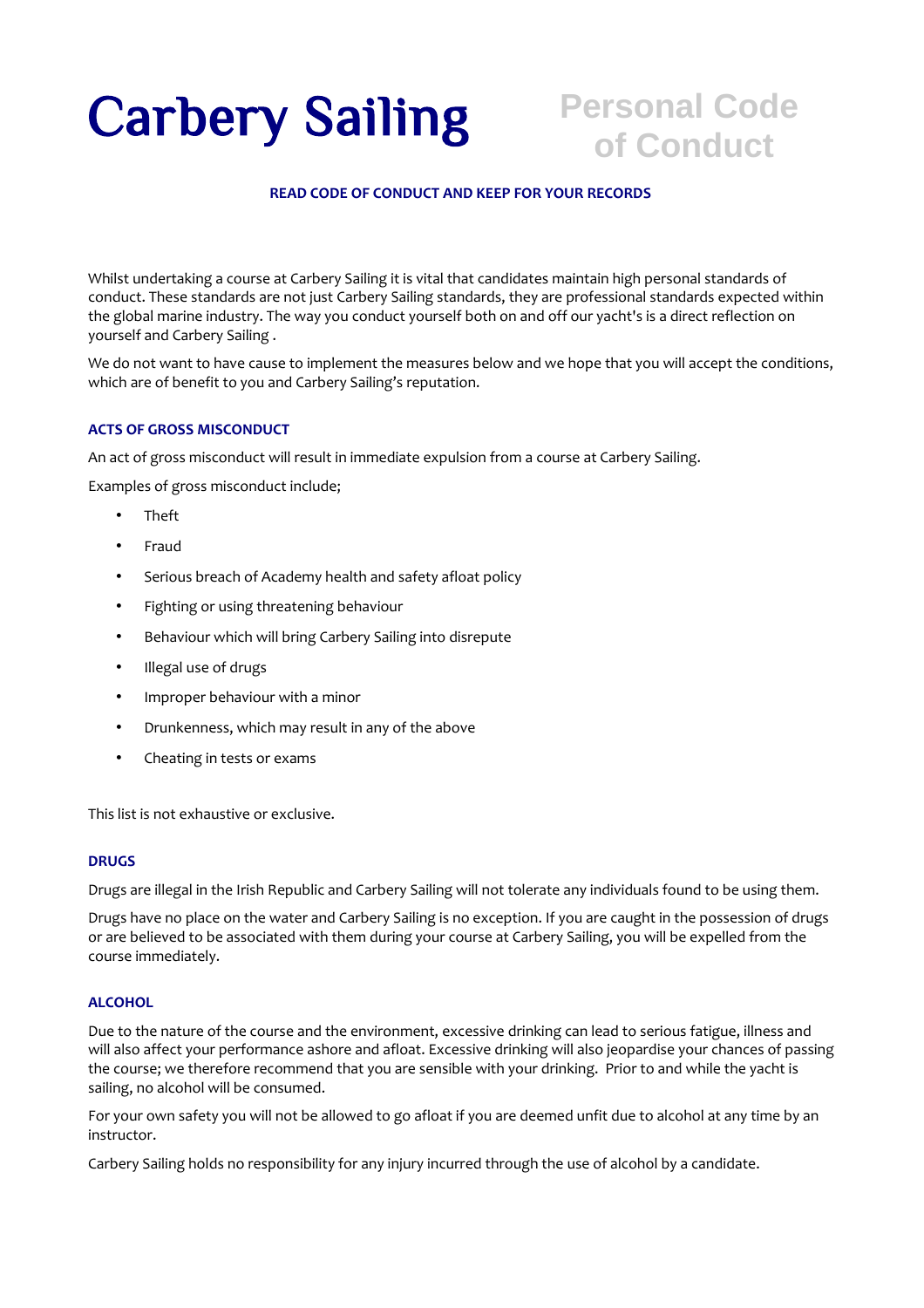# Carbery Sailing

## Personal Code of Conduct

**READ CODE OF CONDUCT AND KEEP FOR YOUR RECORDS**

Whilst undertaking a course at Carbery Sailing it is vital that candidates maintain high personal standards of conduct. These standards are not just Carbery Sailing standards, they are professional standards expected within the global marine industry. The way you conduct yourself both on and off our yacht's is a direct reflection on yourself and Carbery Sailing .

We do not want to have cause to implement the measures below and we hope that you will accept the conditions, which are of benefit to you and Carbery Sailing's reputation.

### ACTS OF GROSS MISCONDUCT

An act of gross misconduct will result in immediate expulsion from a course at Carbery Sailing.

Examples of gross misconduct include;

- Theft
- Fraud
- Serious breach of Academy health and safety afloat policy
- Fighting or using threatening behaviour
- Behaviour which will bring Carbery Sailing into disrepute
- Illegal use of drugs
- Improper behaviour with a minor
- Drunkenness, which may result in any of the above
- Cheating in tests or exams

This list is not exhaustive or exclusive.

### DRUGS

Drugs are illegal in the Irish Republic and Carbery Sailing will not tolerate any individuals found to be using them.

Drugs have no place on the water and Carbery Sailing is no exception. If you are caught in the possession of drugs or are believed to be associated with them during your course at Carbery Sailing, you will be expelled from the course immediately.

### ALCOHOL

Due to the nature of the course and the environment, excessive drinking can lead to serious fatigue, illness and will also affect your performance ashore and afloat. Excessive drinking will also jeopardise your chances of passing the course; we therefore recommend that you are sensible with your drinking. Prior to and while the yacht is sailing, no alcohol will be consumed.

For your own safety you will not be allowed to go afloat if you are deemed unfit due to alcohol at any time by an instructor.

Carbery Sailing holds no responsibility for any injury incurred through the use of alcohol by a candidate.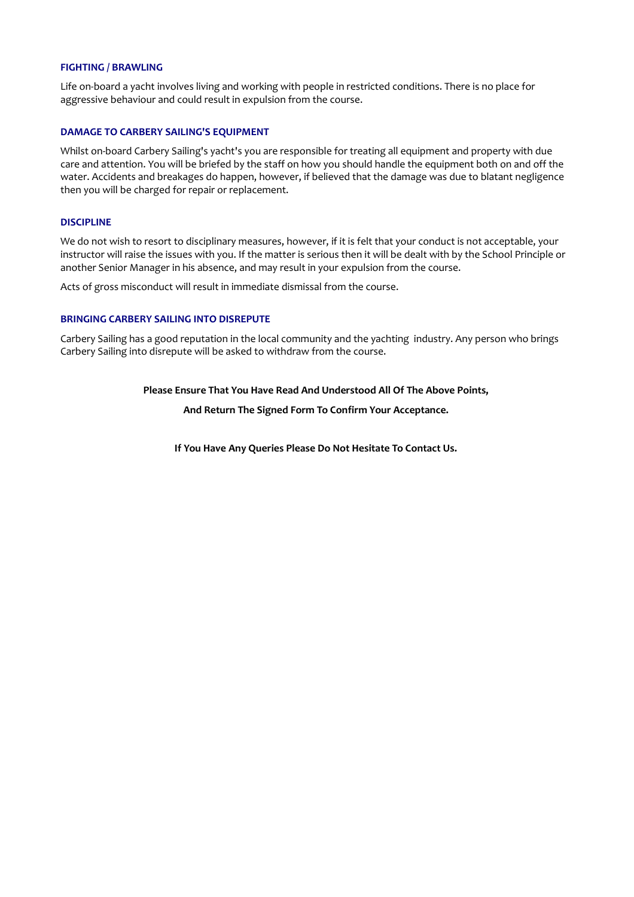### FIGHTING / BRAWLING

Life on-board a yacht involves living and working with people in restricted conditions. There is no place for aggressive behaviour and could result in expulsion from the course.

### DAMAGE TO CARBERY SAILING'S EQUIPMENT

Whilst on-board Carbery Sailing's yacht's you are responsible for treating all equipment and property with due care and attention. You will be briefed by the staff on how you should handle the equipment both on and off the water. Accidents and breakages do happen, however, if believed that the damage was due to blatant negligence then you will be charged for repair or replacement.

### DISCIPLINE

We do not wish to resort to disciplinary measures, however, if it is felt that your conduct is not acceptable, your instructor will raise the issues with you. If the matter is serious then it will be dealt with by the School Principle or another Senior Manager in his absence, and may result in your expulsion from the course.

Acts of gross misconduct will result in immediate dismissal from the course.

### BRINGING CARBERY SAILING INTO DISREPUTE

Carbery Sailing has a good reputation in the local community and the yachting industry. Any person who brings Carbery Sailing into disrepute will be asked to withdraw from the course.

**Please Ensure That You Have Read And Understood All Of The Above Points,**

**And Return The Signed Form To Confirm Your Acceptance.**

**If You Have Any Queries Please Do Not Hesitate To Contact Us.**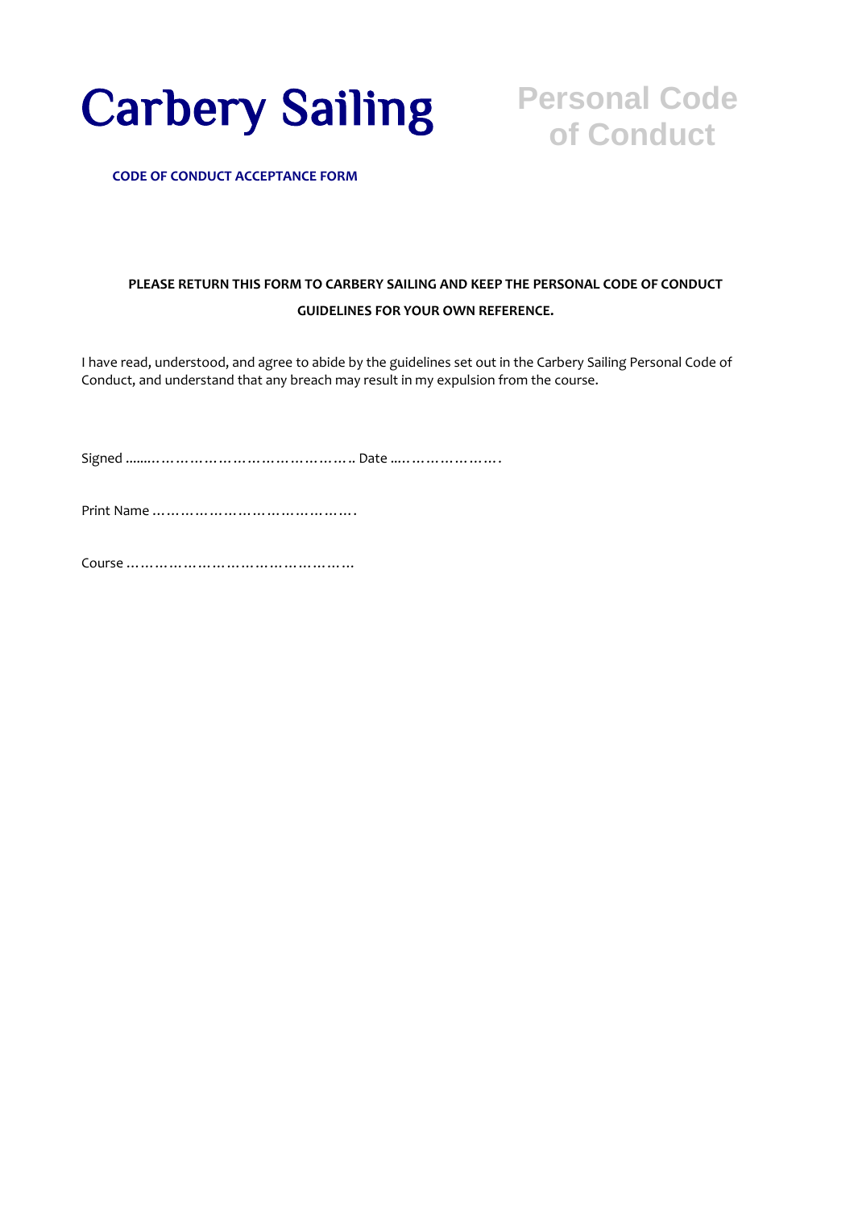# Carbery Sailing

## Personal Code of Conduct

**CODE OF CONDUCT ACCEPTANCE FORM**

**PLEASE RETURN THIS FORM TO CARBERY SAILING AND KEEP THE PERSONAL CODE OF CONDUCT GUIDELINES FOR YOUR OWN REFERENCE.**

I have read, understood, and agree to abide by the guidelines set out in the Carbery Sailing Personal Code of Conduct, and understand that any breach may result in my expulsion from the course.

Signed ……..…………………………………….. Date …..……………….

Print Name …………………………………….

Course …………………………………………